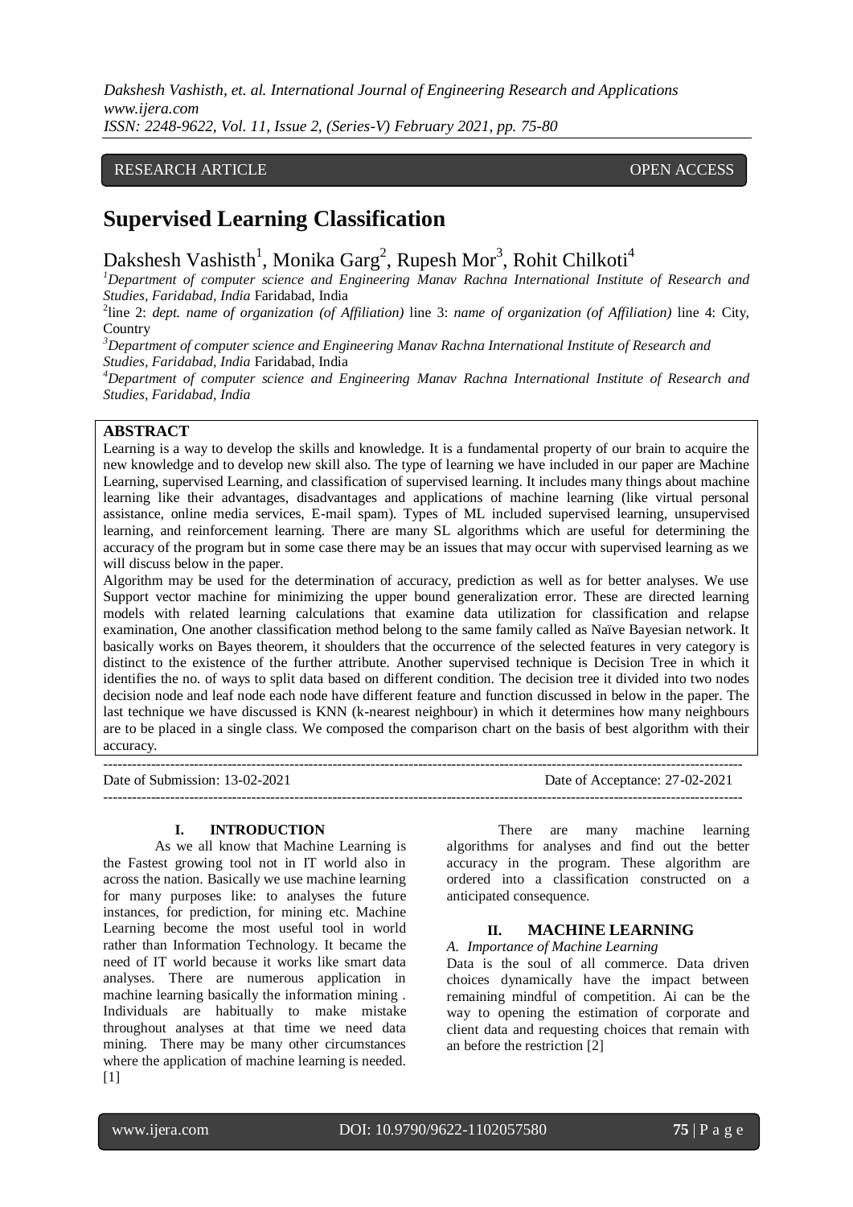RESEARCH ARTICLE OPEN ACCESS

# Supervised Learning Classification

Dakshesh Vashisth[1], Monika Garg[2], Rupesh Mor[3], Rohit Chilkoti[4]

[1]*Department of computer science and Engineering Manav Rachna International Institute of Research and Studies, Faridabad, India* Faridabad, India

[2]line 2: *dept. name of organization (of Affiliation)* line 3: *name of organization (of Affiliation)* line 4: City, Country

[3]*Department of computer science and Engineering Manav Rachna International Institute of Research and Studies, Faridabad, India* Faridabad, India

[4]*Department of computer science and Engineering Manav Rachna International Institute of Research and Studies, Faridabad, India*

## ABSTRACT

Learning is a way to develop the skills and knowledge. It is a fundamental property of our brain to acquire the new knowledge and to develop new skill also. The type of learning we have included in our paper are Machine Learning, supervised Learning, and classification of supervised learning. It includes many things about machine learning like their advantages, disadvantages and applications of machine learning (like virtual personal assistance, online media services, E-mail spam). Types of ML included supervised learning, unsupervised learning, and reinforcement learning. There are many SL algorithms which are useful for determining the accuracy of the program but in some case there may be an issues that may occur with supervised learning as we will discuss below in the paper.

Algorithm may be used for the determination of accuracy, prediction as well as for better analyses. We use Support vector machine for minimizing the upper bound generalization error. These are directed learning models with related learning calculations that examine data utilization for classification and relapse examination, One another classification method belong to the same family called as Naïve Bayesian network. It basically works on Bayes theorem, it shoulders that the occurrence of the selected features in very category is distinct to the existence of the further attribute. Another supervised technique is Decision Tree in which it identifies the no. of ways to split data based on different condition. The decision tree it divided into two nodes decision node and leaf node each node have different feature and function discussed in below in the paper. The last technique we have discussed is KNN (k-nearest neighbour) in which it determines how many neighbours are to be placed in a single class. We composed the comparison chart on the basis of best algorithm with their accuracy.

---

Date of Submission: 13-02-2021 Date of Acceptance: 27-02-2021

---

## I. INTRODUCTION

As we all know that Machine Learning is the Fastest growing tool not in IT world also in across the nation. Basically we use machine learning for many purposes like: to analyses the future instances, for prediction, for mining etc. Machine Learning become the most useful tool in world rather than Information Technology. It became the need of IT world because it works like smart data analyses. There are numerous application in machine learning basically the information mining . Individuals are habitually to make mistake throughout analyses at that time we need data mining. There may be many other circumstances where the application of machine learning is needed. [1]

There are many machine learning algorithms for analyses and find out the better accuracy in the program. These algorithm are ordered into a classification constructed on a anticipated consequence.

## II. MACHINE LEARNING

### *A. Importance of Machine Learning*

Data is the soul of all commerce. Data driven choices dynamically have the impact between remaining mindful of competition. Ai can be the way to opening the estimation of corporate and client data and requesting choices that remain with an before the restriction [2]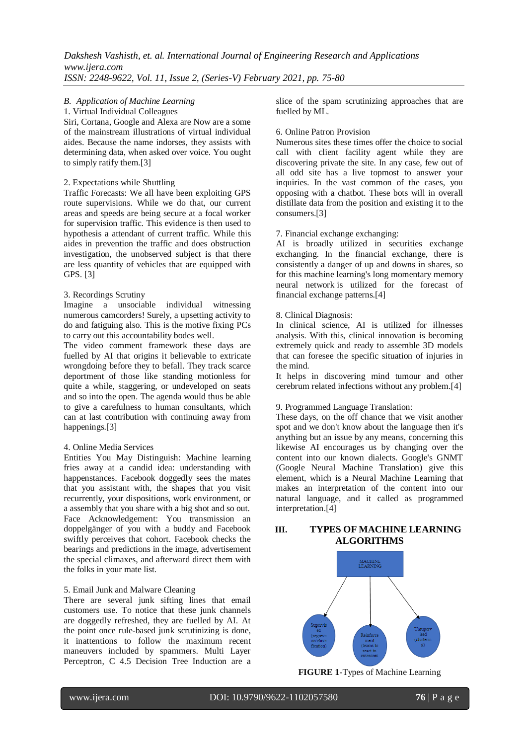### B. *Application of Machine Learning*

1. Virtual Individual Colleagues

Siri, Cortana, Google and Alexa are Now are a some of the mainstream illustrations of virtual individual aides. Because the name indorses, they assists with determining data, when asked over voice. You ought to simply ratify them.[3]

2. Expectations while Shuttling

Traffic Forecasts: We all have been exploiting GPS route supervisions. While we do that, our current areas and speeds are being secure at a focal worker for supervision traffic. This evidence is then used to hypothesis a attendant of current traffic. While this aides in prevention the traffic and does obstruction investigation, the unobserved subject is that there are less quantity of vehicles that are equipped with GPS. [3]

3. Recordings Scrutiny

Imagine a unsociable individual witnessing numerous camcorders! Surely, a upsetting activity to do and fatiguing also. This is the motive fixing PCs to carry out this accountability bodes well.

The video comment framework these days are fuelled by AI that origins it believable to extricate wrongdoing before they to befall. They track scarce deportment of those like standing motionless for quite a while, staggering, or undeveloped on seats and so into the open. The agenda would thus be able to give a carefulness to human consultants, which can at last contribution with continuing away from happenings.[3]

4. Online Media Services

Entities You May Distinguish: Machine learning fries away at a candid idea: understanding with happenstances. Facebook doggedly sees the mates that you assistant with, the shapes that you visit recurrently, your dispositions, work environment, or a assembly that you share with a big shot and so out.

Face Acknowledgement: You transmission an doppelgänger of you with a buddy and Facebook swiftly perceives that cohort. Facebook checks the bearings and predictions in the image, advertisement the special climaxes, and afterward direct them with the folks in your mate list.

5. Email Junk and Malware Cleaning

There are several junk sifting lines that email customers use. To notice that these junk channels are doggedly refreshed, they are fuelled by AI. At the point once rule-based junk scrutinizing is done, it inattentions to follow the maximum recent maneuvers included by spammers. Multi Layer Perceptron, C 4.5 Decision Tree Induction are a slice of the spam scrutinizing approaches that are fuelled by ML.

6. Online Patron Provision

Numerous sites these times offer the choice to social call with client facility agent while they are discovering private the site. In any case, few out of all odd site has a live topmost to answer your inquiries. In the vast common of the cases, you opposing with a chatbot. These bots will in overall distillate data from the position and existing it to the consumers.[3]

7. Financial exchange exchanging:

AI is broadly utilized in securities exchange exchanging. In the financial exchange, there is consistently a danger of up and downs in shares, so for this machine learning's long momentary memory neural network is utilized for the forecast of financial exchange patterns.[4]

8. Clinical Diagnosis:

In clinical science, AI is utilized for illnesses analysis. With this, clinical innovation is becoming extremely quick and ready to assemble 3D models that can foresee the specific situation of injuries in the mind.

It helps in discovering mind tumour and other cerebrum related infections without any problem.[4]

9. Programmed Language Translation:

These days, on the off chance that we visit another spot and we don't know about the language then it's anything but an issue by any means, concerning this likewise AI encourages us by changing over the content into our known dialects. Google's GNMT (Google Neural Machine Translation) give this element, which is a Neural Machine Learning that makes an interpretation of the content into our natural language, and it called as programmed interpretation.[4]

## III. TYPES OF MACHINE LEARNING ALGORITHMS

**FIGURE 1**-Types of Machine Learning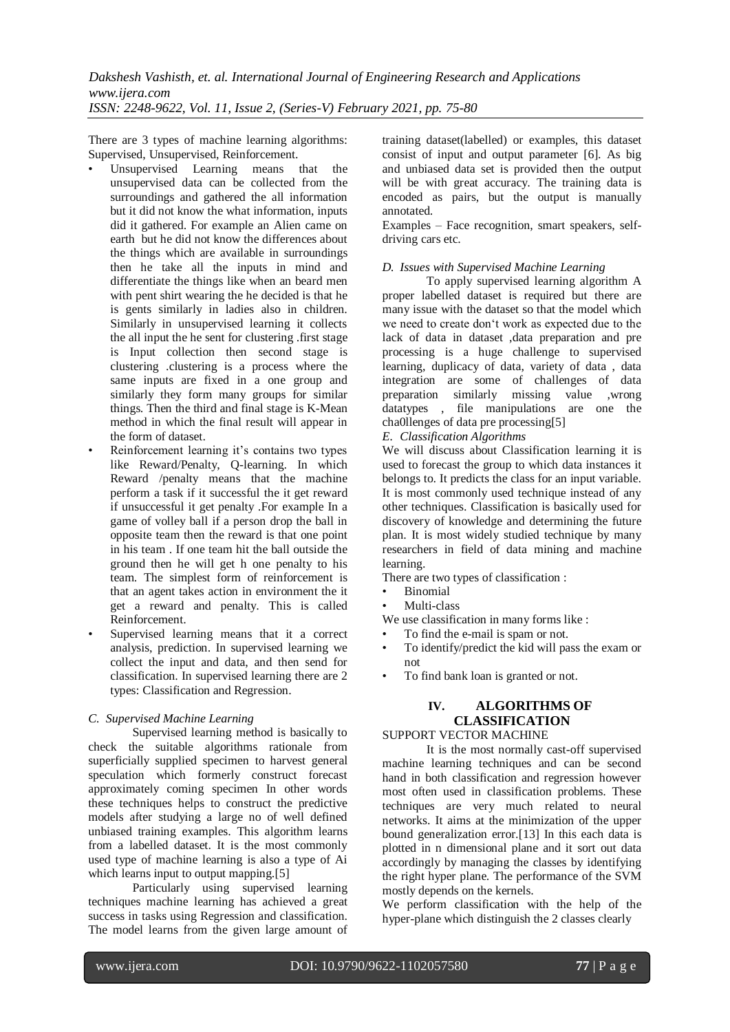There are 3 types of machine learning algorithms: Supervised, Unsupervised, Reinforcement.

- Unsupervised Learning means that the unsupervised data can be collected from the surroundings and gathered the all information but it did not know the what information, inputs did it gathered. For example an Alien came on earth but he did not know the differences about the things which are available in surroundings then he take all the inputs in mind and differentiate the things like when an beard men with pent shirt wearing the he decided is that he is gents similarly in ladies also in children. Similarly in unsupervised learning it collects the all input the he sent for clustering .first stage is Input collection then second stage is clustering .clustering is a process where the same inputs are fixed in a one group and similarly they form many groups for similar things. Then the third and final stage is K-Mean method in which the final result will appear in the form of dataset.
- Reinforcement learning it's contains two types like Reward/Penalty, Q-learning. In which Reward /penalty means that the machine perform a task if it successful the it get reward if unsuccessful it get penalty .For example In a game of volley ball if a person drop the ball in opposite team then the reward is that one point in his team . If one team hit the ball outside the ground then he will get h one penalty to his team. The simplest form of reinforcement is that an agent takes action in environment the it get a reward and penalty. This is called Reinforcement.
- Supervised learning means that it a correct analysis, prediction. In supervised learning we collect the input and data, and then send for classification. In supervised learning there are 2 types: Classification and Regression.

### *C. Supervised Machine Learning*

Supervised learning method is basically to check the suitable algorithms rationale from superficially supplied specimen to harvest general speculation which formerly construct forecast approximately coming specimen In other words these techniques helps to construct the predictive models after studying a large no of well defined unbiased training examples. This algorithm learns from a labelled dataset. It is the most commonly used type of machine learning is also a type of Ai which learns input to output mapping.[5]

Particularly using supervised learning techniques machine learning has achieved a great success in tasks using Regression and classification. The model learns from the given large amount of training dataset(labelled) or examples, this dataset consist of input and output parameter [6]. As big and unbiased data set is provided then the output will be with great accuracy. The training data is encoded as pairs, but the output is manually annotated.

Examples – Face recognition, smart speakers, self-driving cars etc.

### *D. Issues with Supervised Machine Learning*

To apply supervised learning algorithm A proper labelled dataset is required but there are many issue with the dataset so that the model which we need to create don't work as expected due to the lack of data in dataset ,data preparation and pre processing is a huge challenge to supervised learning, duplicacy of data, variety of data , data integration are some of challenges of data preparation similarly missing value ,wrong datatypes , file manipulations are one the cha0llenges of data pre processing[5]

### *E. Classification Algorithms*

We will discuss about Classification learning it is used to forecast the group to which data instances it belongs to. It predicts the class for an input variable. It is most commonly used technique instead of any other techniques. Classification is basically used for discovery of knowledge and determining the future plan. It is most widely studied technique by many researchers in field of data mining and machine learning.

There are two types of classification :

- Binomial
- Multi-class

We use classification in many forms like :

- To find the e-mail is spam or not.
- To identify/predict the kid will pass the exam or not
- To find bank loan is granted or not.

## IV. ALGORITHMS OF CLASSIFICATION

SUPPORT VECTOR MACHINE

It is the most normally cast-off supervised machine learning techniques and can be second hand in both classification and regression however most often used in classification problems. These techniques are very much related to neural networks. It aims at the minimization of the upper bound generalization error.[13] In this each data is plotted in n dimensional plane and it sort out data accordingly by managing the classes by identifying the right hyper plane. The performance of the SVM mostly depends on the kernels.

We perform classification with the help of the hyper-plane which distinguish the 2 classes clearly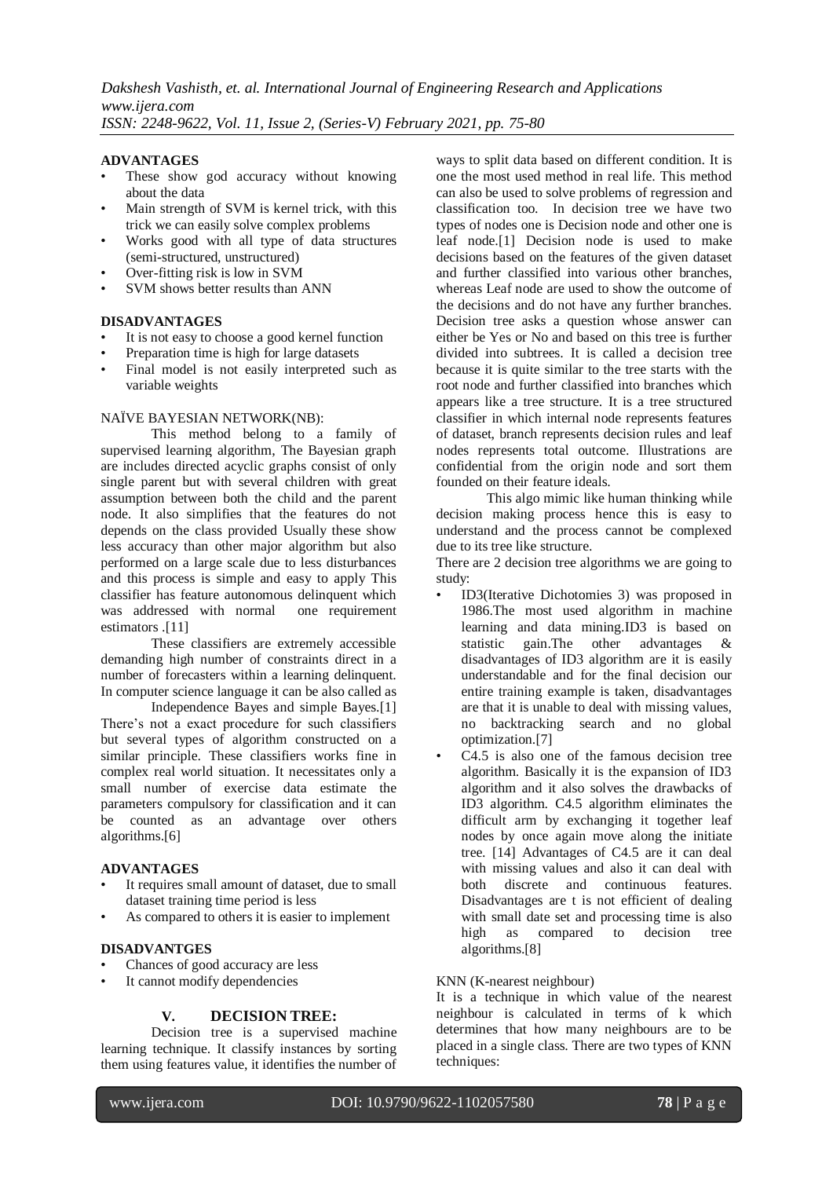**ADVANTAGES**

- These show god accuracy without knowing about the data
- Main strength of SVM is kernel trick, with this trick we can easily solve complex problems
- Works good with all type of data structures (semi-structured, unstructured)
- Over-fitting risk is low in SVM
- SVM shows better results than ANN

**DISADVANTAGES**

- It is not easy to choose a good kernel function
- Preparation time is high for large datasets
- Final model is not easily interpreted such as variable weights

NAÏVE BAYESIAN NETWORK(NB):

This method belong to a family of supervised learning algorithm, The Bayesian graph are includes directed acyclic graphs consist of only single parent but with several children with great assumption between both the child and the parent node. It also simplifies that the features do not depends on the class provided Usually these show less accuracy than other major algorithm but also performed on a large scale due to less disturbances and this process is simple and easy to apply This classifier has feature autonomous delinquent which was addressed with normal one requirement estimators .[11]

These classifiers are extremely accessible demanding high number of constraints direct in a number of forecasters within a learning delinquent. In computer science language it can be also called as

Independence Bayes and simple Bayes.[1] There's not a exact procedure for such classifiers but several types of algorithm constructed on a similar principle. These classifiers works fine in complex real world situation. It necessitates only a small number of exercise data estimate the parameters compulsory for classification and it can be counted as an advantage over others algorithms.[6]

**ADVANTAGES**

- It requires small amount of dataset, due to small dataset training time period is less
- As compared to others it is easier to implement

**DISADVANTGES**

- Chances of good accuracy are less
- It cannot modify dependencies

## V. DECISION TREE:

Decision tree is a supervised machine learning technique. It classify instances by sorting them using features value, it identifies the number of ways to split data based on different condition. It is one the most used method in real life. This method can also be used to solve problems of regression and classification too. In decision tree we have two types of nodes one is Decision node and other one is leaf node.[1] Decision node is used to make decisions based on the features of the given dataset and further classified into various other branches, whereas Leaf node are used to show the outcome of the decisions and do not have any further branches. Decision tree asks a question whose answer can either be Yes or No and based on this tree is further divided into subtrees. It is called a decision tree because it is quite similar to the tree starts with the root node and further classified into branches which appears like a tree structure. It is a tree structured classifier in which internal node represents features of dataset, branch represents decision rules and leaf nodes represents total outcome. Illustrations are confidential from the origin node and sort them founded on their feature ideals.

This algo mimic like human thinking while decision making process hence this is easy to understand and the process cannot be complexed due to its tree like structure.

There are 2 decision tree algorithms we are going to study:

- ID3(Iterative Dichotomies 3) was proposed in 1986.The most used algorithm in machine learning and data mining.ID3 is based on statistic gain.The other advantages & disadvantages of ID3 algorithm are it is easily understandable and for the final decision our entire training example is taken, disadvantages are that it is unable to deal with missing values, no backtracking search and no global optimization.[7]
- C4.5 is also one of the famous decision tree algorithm. Basically it is the expansion of ID3 algorithm and it also solves the drawbacks of ID3 algorithm. C4.5 algorithm eliminates the difficult arm by exchanging it together leaf nodes by once again move along the initiate tree. [14] Advantages of C4.5 are it can deal with missing values and also it can deal with both discrete and continuous features. Disadvantages are t is not efficient of dealing with small date set and processing time is also high as compared to decision tree algorithms.[8]

KNN (K-nearest neighbour)

It is a technique in which value of the nearest neighbour is calculated in terms of k which determines that how many neighbours are to be placed in a single class. There are two types of KNN techniques: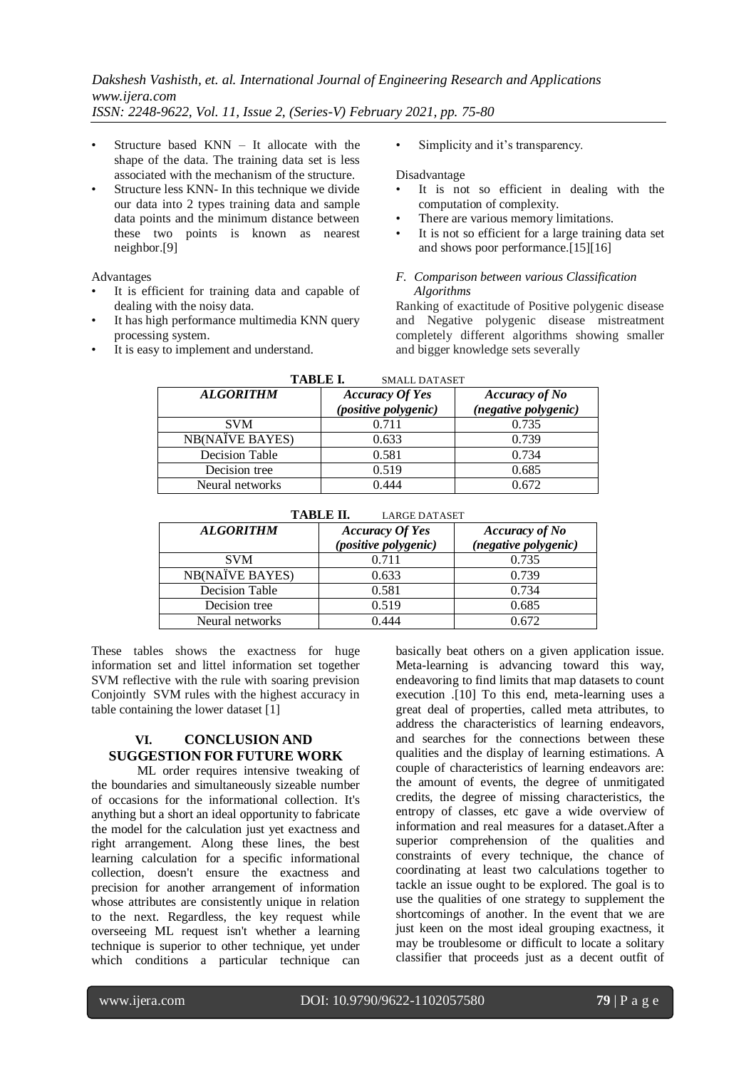- Structure based KNN – It allocate with the shape of the data. The training data set is less associated with the mechanism of the structure.
- Structure less KNN- In this technique we divide our data into 2 types training data and sample data points and the minimum distance between these two points is known as nearest neighbor.[9]

Advantages

- It is efficient for training data and capable of dealing with the noisy data.
- It has high performance multimedia KNN query processing system.
- It is easy to implement and understand.
- Simplicity and it's transparency.

Disadvantage

- It is not so efficient in dealing with the computation of complexity.
- There are various memory limitations.
- It is not so efficient for a large training data set and shows poor performance.[15][16]

### *F. Comparison between various Classification Algorithms*

Ranking of exactitude of Positive polygenic disease and Negative polygenic disease mistreatment completely different algorithms showing smaller and bigger knowledge sets severally

**TABLE I.** SMALL DATASET

| *ALGORITHM* | *Accuracy Of Yes (positive polygenic)* | *Accuracy of No (negative polygenic)* |
|---|---|---|
| SVM | 0.711 | 0.735 |
| NB(NAÏVE BAYES) | 0.633 | 0.739 |
| Decision Table | 0.581 | 0.734 |
| Decision tree | 0.519 | 0.685 |
| Neural networks | 0.444 | 0.672 |

**TABLE II.** LARGE DATASET

| *ALGORITHM* | *Accuracy Of Yes (positive polygenic)* | *Accuracy of No (negative polygenic)* |
|---|---|---|
| SVM | 0.711 | 0.735 |
| NB(NAÏVE BAYES) | 0.633 | 0.739 |
| Decision Table | 0.581 | 0.734 |
| Decision tree | 0.519 | 0.685 |
| Neural networks | 0.444 | 0.672 |

These tables shows the exactness for huge information set and littel information set together SVM reflective with the rule with soaring prevision Conjointly SVM rules with the highest accuracy in table containing the lower dataset [1]

## VI. CONCLUSION AND SUGGESTION FOR FUTURE WORK

ML order requires intensive tweaking of the boundaries and simultaneously sizeable number of occasions for the informational collection. It's anything but a short an ideal opportunity to fabricate the model for the calculation just yet exactness and right arrangement. Along these lines, the best learning calculation for a specific informational collection, doesn't ensure the exactness and precision for another arrangement of information whose attributes are consistently unique in relation to the next. Regardless, the key request while overseeing ML request isn't whether a learning technique is superior to other technique, yet under which conditions a particular technique can basically beat others on a given application issue. Meta-learning is advancing toward this way, endeavoring to find limits that map datasets to count execution .[10] To this end, meta-learning uses a great deal of properties, called meta attributes, to address the characteristics of learning endeavors, and searches for the connections between these qualities and the display of learning estimations. A couple of characteristics of learning endeavors are: the amount of events, the degree of unmitigated credits, the degree of missing characteristics, the entropy of classes, etc gave a wide overview of information and real measures for a dataset.After a superior comprehension of the qualities and constraints of every technique, the chance of coordinating at least two calculations together to tackle an issue ought to be explored. The goal is to use the qualities of one strategy to supplement the shortcomings of another. In the event that we are just keen on the most ideal grouping exactness, it may be troublesome or difficult to locate a solitary classifier that proceeds just as a decent outfit of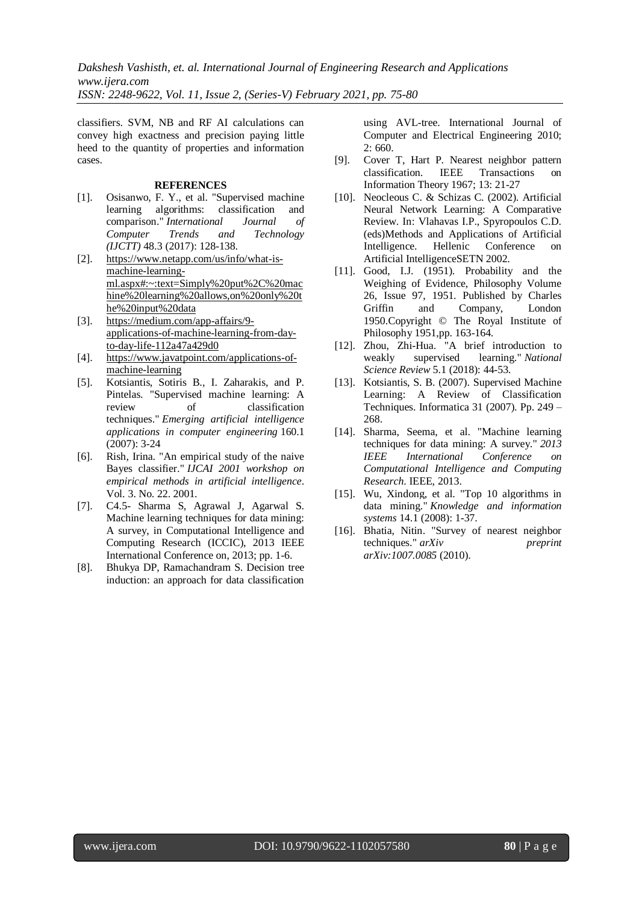classifiers. SVM, NB and RF AI calculations can convey high exactness and precision paying little heed to the quantity of properties and information cases.

## REFERENCES

[1]. Osisanwo, F. Y., et al. "Supervised machine learning algorithms: classification and comparison." *International Journal of Computer Trends and Technology (IJCTT)* 48.3 (2017): 128-138.

[2]. https://www.netapp.com/us/info/what-is-machine-learning-ml.aspx#:~:text=Simply%20put%2C%20machine%20learning%20allows,on%20only%20the%20input%20data

[3]. https://medium.com/app-affairs/9-applications-of-machine-learning-from-day-to-day-life-112a47a429d0

[4]. https://www.javatpoint.com/applications-of-machine-learning

[5]. Kotsiantis, Sotiris B., I. Zaharakis, and P. Pintelas. "Supervised machine learning: A review of classification techniques." *Emerging artificial intelligence applications in computer engineering* 160.1 (2007): 3-24

[6]. Rish, Irina. "An empirical study of the naive Bayes classifier." *IJCAI 2001 workshop on empirical methods in artificial intelligence*. Vol. 3. No. 22. 2001.

[7]. C4.5- Sharma S, Agrawal J, Agarwal S. Machine learning techniques for data mining: A survey, in Computational Intelligence and Computing Research (ICCIC), 2013 IEEE International Conference on, 2013; pp. 1-6.

[8]. Bhukya DP, Ramachandram S. Decision tree induction: an approach for data classification using AVL-tree. International Journal of Computer and Electrical Engineering 2010; 2: 660.

[9]. Cover T, Hart P. Nearest neighbor pattern classification. IEEE Transactions on Information Theory 1967; 13: 21-27

[10]. Neocleous C. & Schizas C. (2002). Artificial Neural Network Learning: A Comparative Review. In: Vlahavas I.P., Spyropoulos C.D. (eds)Methods and Applications of Artificial Intelligence. Hellenic Conference on Artificial IntelligenceSETN 2002.

[11]. Good, I.J. (1951). Probability and the Weighing of Evidence, Philosophy Volume 26, Issue 97, 1951. Published by Charles Griffin and Company, London 1950.Copyright © The Royal Institute of Philosophy 1951,pp. 163-164.

[12]. Zhou, Zhi-Hua. "A brief introduction to weakly supervised learning." *National Science Review* 5.1 (2018): 44-53.

[13]. Kotsiantis, S. B. (2007). Supervised Machine Learning: A Review of Classification Techniques. Informatica 31 (2007). Pp. 249 – 268.

[14]. Sharma, Seema, et al. "Machine learning techniques for data mining: A survey." *2013 IEEE International Conference on Computational Intelligence and Computing Research*. IEEE, 2013.

[15]. Wu, Xindong, et al. "Top 10 algorithms in data mining." *Knowledge and information systems* 14.1 (2008): 1-37.

[16]. Bhatia, Nitin. "Survey of nearest neighbor techniques." *arXiv preprint arXiv:1007.0085* (2010).